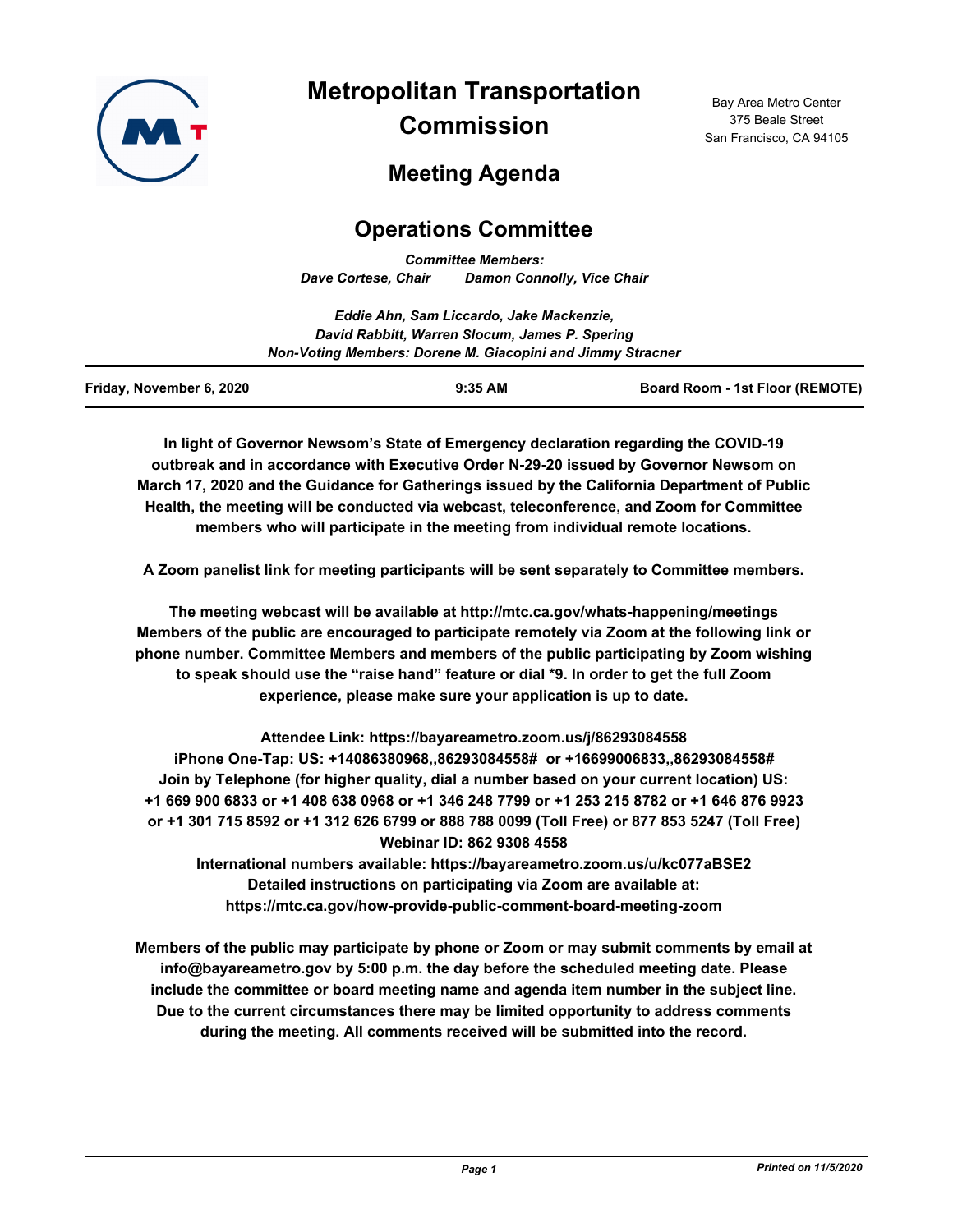# Metropolitan Transportation Commission

Bay Area Metro Center
375 Beale Street
San Francisco, CA 94105

## Meeting Agenda

## Operations Committee

*Committee Members:*
*Dave Cortese, Chair   Damon Connolly, Vice Chair*

*Eddie Ahn, Sam Liccardo, Jake Mackenzie,*
*David Rabbitt, Warren Slocum, James P. Spering*
*Non-Voting Members: Dorene M. Giacopini and Jimmy Stracner*

**Friday, November 6, 2020** | **9:35 AM** | **Board Room - 1st Floor (REMOTE)**

**In light of Governor Newsom's State of Emergency declaration regarding the COVID-19 outbreak and in accordance with Executive Order N-29-20 issued by Governor Newsom on March 17, 2020 and the Guidance for Gatherings issued by the California Department of Public Health, the meeting will be conducted via webcast, teleconference, and Zoom for Committee members who will participate in the meeting from individual remote locations.**

**A Zoom panelist link for meeting participants will be sent separately to Committee members.**

**The meeting webcast will be available at http://mtc.ca.gov/whats-happening/meetings Members of the public are encouraged to participate remotely via Zoom at the following link or phone number. Committee Members and members of the public participating by Zoom wishing to speak should use the "raise hand" feature or dial *9. In order to get the full Zoom experience, please make sure your application is up to date.**

**Attendee Link: https://bayareametro.zoom.us/j/86293084558**
**iPhone One-Tap: US: +14086380968,,86293084558# or +16699006833,,86293084558#**
**Join by Telephone (for higher quality, dial a number based on your current location) US: +1 669 900 6833 or +1 408 638 0968 or +1 346 248 7799 or +1 253 215 8782 or +1 646 876 9923 or +1 301 715 8592 or +1 312 626 6799 or 888 788 0099 (Toll Free) or 877 853 5247 (Toll Free)**
**Webinar ID: 862 9308 4558**
**International numbers available: https://bayareametro.zoom.us/u/kc077aBSE2**
**Detailed instructions on participating via Zoom are available at: https://mtc.ca.gov/how-provide-public-comment-board-meeting-zoom**

**Members of the public may participate by phone or Zoom or may submit comments by email at info@bayareametro.gov by 5:00 p.m. the day before the scheduled meeting date. Please include the committee or board meeting name and agenda item number in the subject line. Due to the current circumstances there may be limited opportunity to address comments during the meeting. All comments received will be submitted into the record.**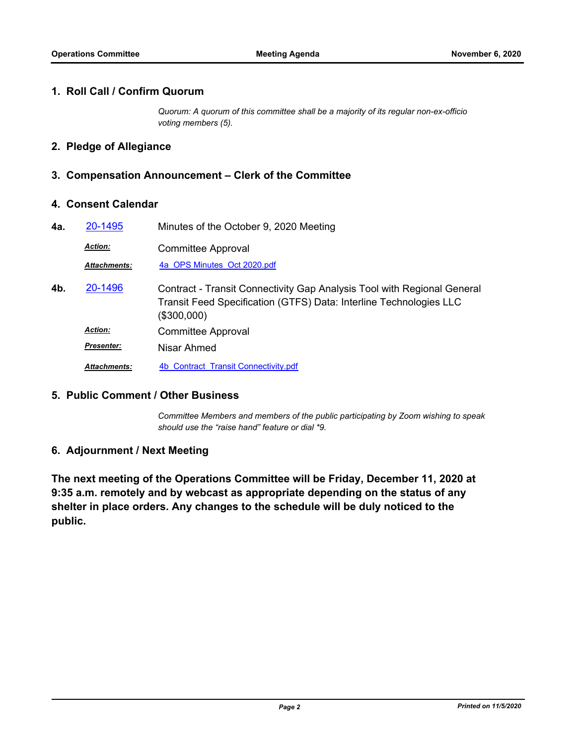## 1. Roll Call / Confirm Quorum

*Quorum: A quorum of this committee shall be a majority of its regular non-ex-officio voting members (5).*

## 2. Pledge of Allegiance

## 3. Compensation Announcement – Clerk of the Committee

## 4. Consent Calendar

**4a.** [20-1495] Minutes of the October 9, 2020 Meeting

***Action:*** Committee Approval

***Attachments:*** 4a_OPS Minutes_Oct 2020.pdf

**4b.** [20-1496] Contract - Transit Connectivity Gap Analysis Tool with Regional General Transit Feed Specification (GTFS) Data: Interline Technologies LLC ($300,000)

***Action:*** Committee Approval

***Presenter:*** Nisar Ahmed

***Attachments:*** 4b_Contract_Transit Connectivity.pdf

## 5. Public Comment / Other Business

*Committee Members and members of the public participating by Zoom wishing to speak should use the "raise hand" feature or dial *9.*

## 6. Adjournment / Next Meeting

**The next meeting of the Operations Committee will be Friday, December 11, 2020 at 9:35 a.m. remotely and by webcast as appropriate depending on the status of any shelter in place orders. Any changes to the schedule will be duly noticed to the public.**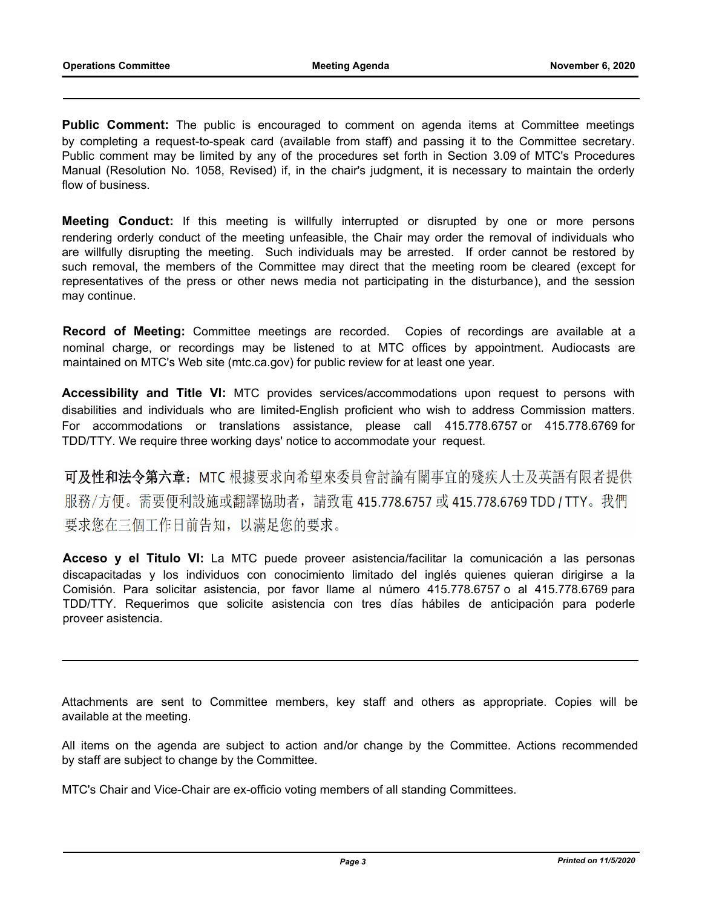**Public Comment:** The public is encouraged to comment on agenda items at Committee meetings by completing a request-to-speak card (available from staff) and passing it to the Committee secretary. Public comment may be limited by any of the procedures set forth in Section 3.09 of MTC's Procedures Manual (Resolution No. 1058, Revised) if, in the chair's judgment, it is necessary to maintain the orderly flow of business.

**Meeting Conduct:** If this meeting is willfully interrupted or disrupted by one or more persons rendering orderly conduct of the meeting unfeasible, the Chair may order the removal of individuals who are willfully disrupting the meeting. Such individuals may be arrested. If order cannot be restored by such removal, the members of the Committee may direct that the meeting room be cleared (except for representatives of the press or other news media not participating in the disturbance), and the session may continue.

**Record of Meeting:** Committee meetings are recorded. Copies of recordings are available at a nominal charge, or recordings may be listened to at MTC offices by appointment. Audiocasts are maintained on MTC's Web site (mtc.ca.gov) for public review for at least one year.

**Accessibility and Title VI:** MTC provides services/accommodations upon request to persons with disabilities and individuals who are limited-English proficient who wish to address Commission matters. For accommodations or translations assistance, please call 415.778.6757 or 415.778.6769 for TDD/TTY. We require three working days' notice to accommodate your request.

**可及性和法令第六章**：MTC 根據要求向希望來委員會討論有關事宜的殘疾人士及英語有限者提供服務/方便。需要便利設施或翻譯協助者，請致電 415.778.6757 或 415.778.6769 TDD / TTY。我們要求您在三個工作日前告知，以滿足您的要求。

**Acceso y el Titulo VI:** La MTC puede proveer asistencia/facilitar la comunicación a las personas discapacitadas y los individuos con conocimiento limitado del inglés quienes quieran dirigirse a la Comisión. Para solicitar asistencia, por favor llame al número 415.778.6757 o al 415.778.6769 para TDD/TTY. Requerimos que solicite asistencia con tres días hábiles de anticipación para poderle proveer asistencia.

---

Attachments are sent to Committee members, key staff and others as appropriate. Copies will be available at the meeting.

All items on the agenda are subject to action and/or change by the Committee. Actions recommended by staff are subject to change by the Committee.

MTC's Chair and Vice-Chair are ex-officio voting members of all standing Committees.